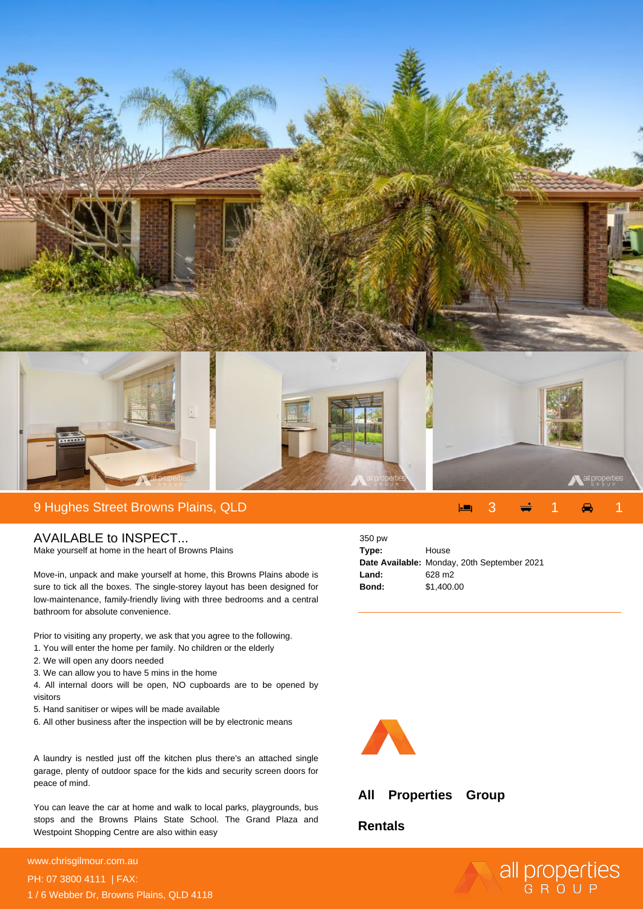# 9 Hughes Street Browns Plains, QLD

3 1 1

## AVAILABLE to INSPECT...

Make yourself at home in the heart of Browns Plains

Move-in, unpack and make yourself at home, this Browns Plains abode is sure to tick all the boxes. The single-storey layout has been designed for low-maintenance, family-friendly living with three bedrooms and a central bathroom for absolute convenience.

Prior to visiting any property, we ask that you agree to the following.

1. You will enter the home per family. No children or the elderly
2. We will open any doors needed
3. We can allow you to have 5 mins in the home
4. All internal doors will be open, NO cupboards are to be opened by visitors
5. Hand sanitiser or wipes will be made available
6. All other business after the inspection will be by electronic means

A laundry is nestled just off the kitchen plus there's an attached single garage, plenty of outdoor space for the kids and security screen doors for peace of mind.

You can leave the car at home and walk to local parks, playgrounds, bus stops and the Browns Plains State School. The Grand Plaza and Westpoint Shopping Centre are also within easy

350 pw

| | |
|---|---|
| **Type:** | House |
| **Date Available:** | Monday, 20th September 2021 |
| **Land:** | 628 m2 |
| **Bond:** | $1,400.00 |

**All Properties Group**

**Rentals**

www.chrisgilmour.com.au
PH: 07 3800 4111 | FAX:
1 / 6 Webber Dr, Browns Plains, QLD 4118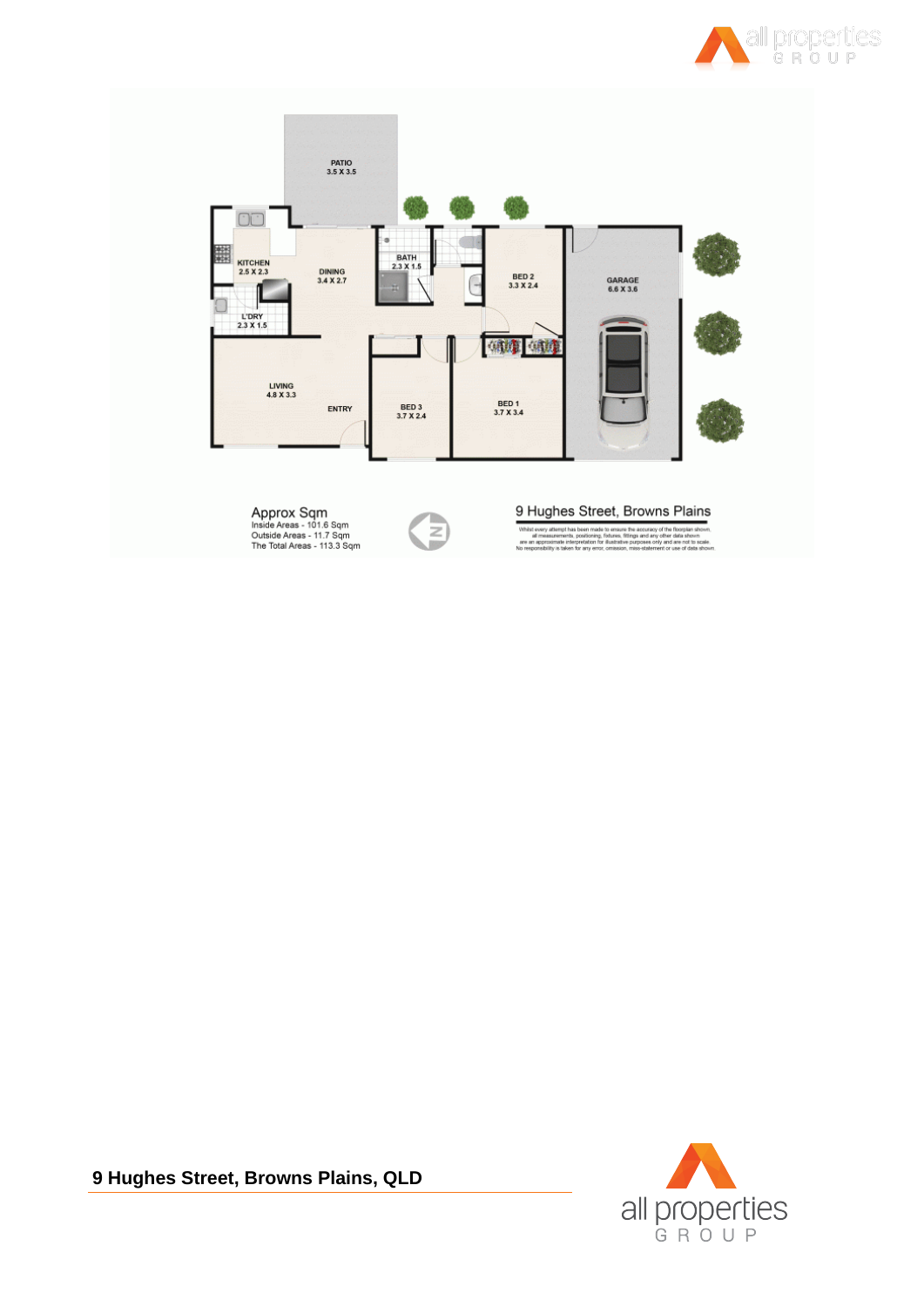PATIO
3.5 X 3.5

KITCHEN
2.5 X 2.3

DINING
3.4 X 2.7

BATH
2.3 X 1.5

BED 2
3.3 X 2.4

GARAGE
6.6 X 3.6

L'DRY
2.3 X 1.5

LIVING
4.8 X 3.3

ENTRY

BED 3
3.7 X 2.4

BED 1
3.7 X 3.4

Approx Sqm
Inside Areas - 101.6 Sqm
Outside Areas - 11.7 Sqm
The Total Areas - 113.3 Sqm

N

9 Hughes Street, Browns Plains

Whilst every attempt has been made to ensure the accuracy of the floorplan shown, all measurements, positioning, fixtures, fittings and any other data shown are an approximate interpretation for illustrative purposes only and are not to scale. No responsibility is taken for any error, omission, miss-statement or use of data shown

**9 Hughes Street, Browns Plains, QLD**